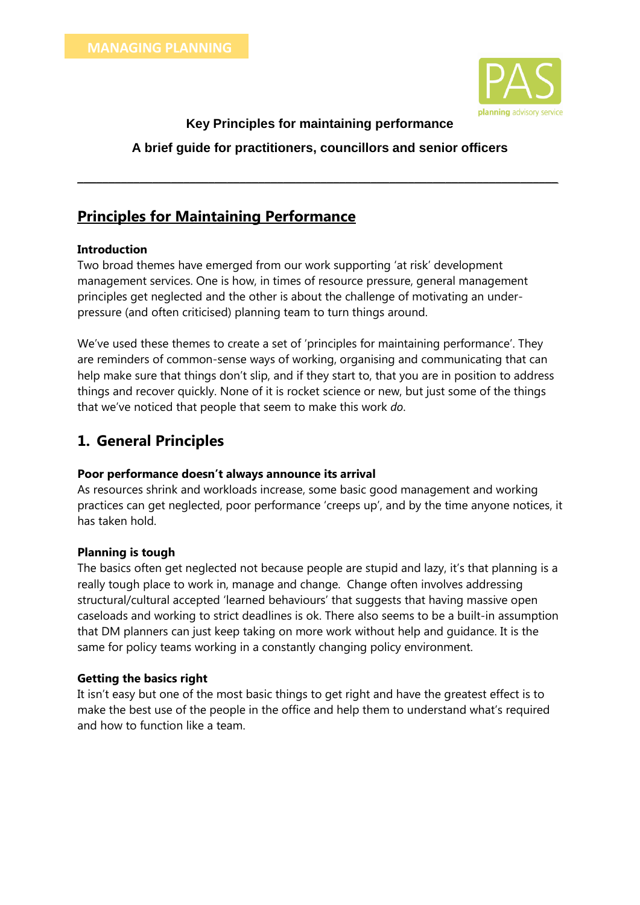MANAGING PLANNING

**Key Principles for maintaining performance**

**A brief guide for practitioners, councillors and senior officers**

---

# Principles for Maintaining Performance

### Introduction

Two broad themes have emerged from our work supporting 'at risk' development management services. One is how, in times of resource pressure, general management principles get neglected and the other is about the challenge of motivating an under-pressure (and often criticised) planning team to turn things around.

We've used these themes to create a set of 'principles for maintaining performance'. They are reminders of common-sense ways of working, organising and communicating that can help make sure that things don't slip, and if they start to, that you are in position to address things and recover quickly. None of it is rocket science or new, but just some of the things that we've noticed that people that seem to make this work *do*.

## 1. General Principles

### Poor performance doesn't always announce its arrival

As resources shrink and workloads increase, some basic good management and working practices can get neglected, poor performance 'creeps up', and by the time anyone notices, it has taken hold.

### Planning is tough

The basics often get neglected not because people are stupid and lazy, it's that planning is a really tough place to work in, manage and change. Change often involves addressing structural/cultural accepted 'learned behaviours' that suggests that having massive open caseloads and working to strict deadlines is ok. There also seems to be a built-in assumption that DM planners can just keep taking on more work without help and guidance. It is the same for policy teams working in a constantly changing policy environment.

### Getting the basics right

It isn't easy but one of the most basic things to get right and have the greatest effect is to make the best use of the people in the office and help them to understand what's required and how to function like a team.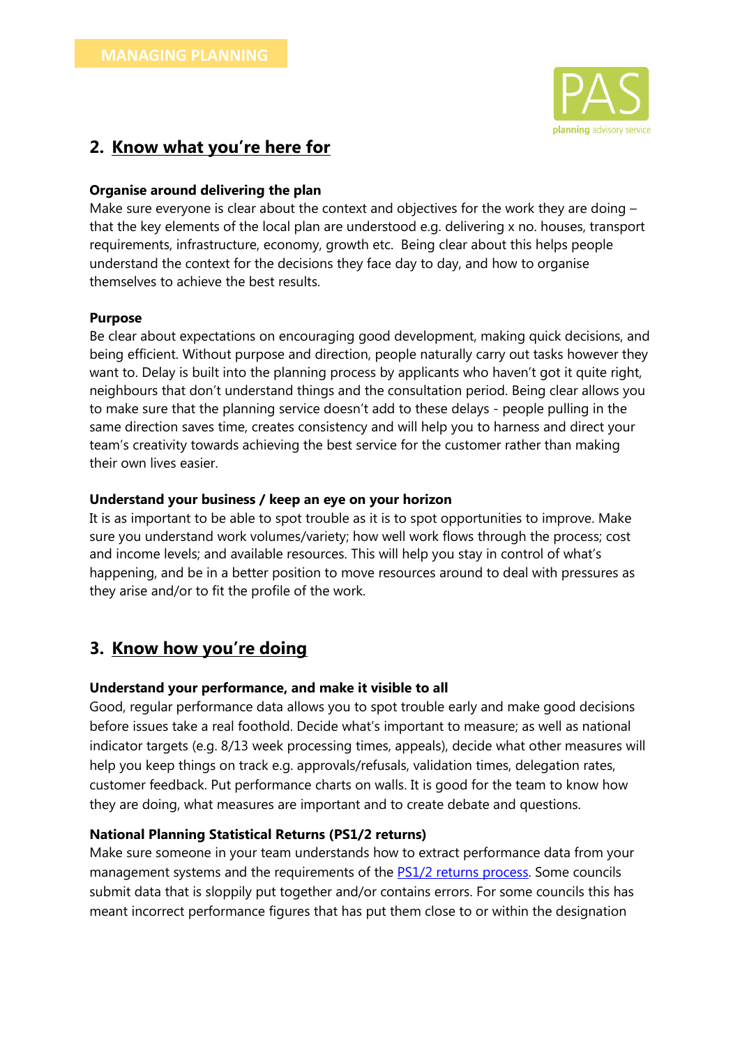## 2. Know what you're here for

**Organise around delivering the plan**
Make sure everyone is clear about the context and objectives for the work they are doing – that the key elements of the local plan are understood e.g. delivering x no. houses, transport requirements, infrastructure, economy, growth etc. Being clear about this helps people understand the context for the decisions they face day to day, and how to organise themselves to achieve the best results.

**Purpose**
Be clear about expectations on encouraging good development, making quick decisions, and being efficient. Without purpose and direction, people naturally carry out tasks however they want to. Delay is built into the planning process by applicants who haven't got it quite right, neighbours that don't understand things and the consultation period. Being clear allows you to make sure that the planning service doesn't add to these delays - people pulling in the same direction saves time, creates consistency and will help you to harness and direct your team's creativity towards achieving the best service for the customer rather than making their own lives easier.

**Understand your business / keep an eye on your horizon**
It is as important to be able to spot trouble as it is to spot opportunities to improve. Make sure you understand work volumes/variety; how well work flows through the process; cost and income levels; and available resources. This will help you stay in control of what's happening, and be in a better position to move resources around to deal with pressures as they arise and/or to fit the profile of the work.

## 3. Know how you're doing

**Understand your performance, and make it visible to all**
Good, regular performance data allows you to spot trouble early and make good decisions before issues take a real foothold. Decide what's important to measure; as well as national indicator targets (e.g. 8/13 week processing times, appeals), decide what other measures will help you keep things on track e.g. approvals/refusals, validation times, delegation rates, customer feedback. Put performance charts on walls. It is good for the team to know how they are doing, what measures are important and to create debate and questions.

**National Planning Statistical Returns (PS1/2 returns)**
Make sure someone in your team understands how to extract performance data from your management systems and the requirements of the PS1/2 returns process. Some councils submit data that is sloppily put together and/or contains errors. For some councils this has meant incorrect performance figures that has put them close to or within the designation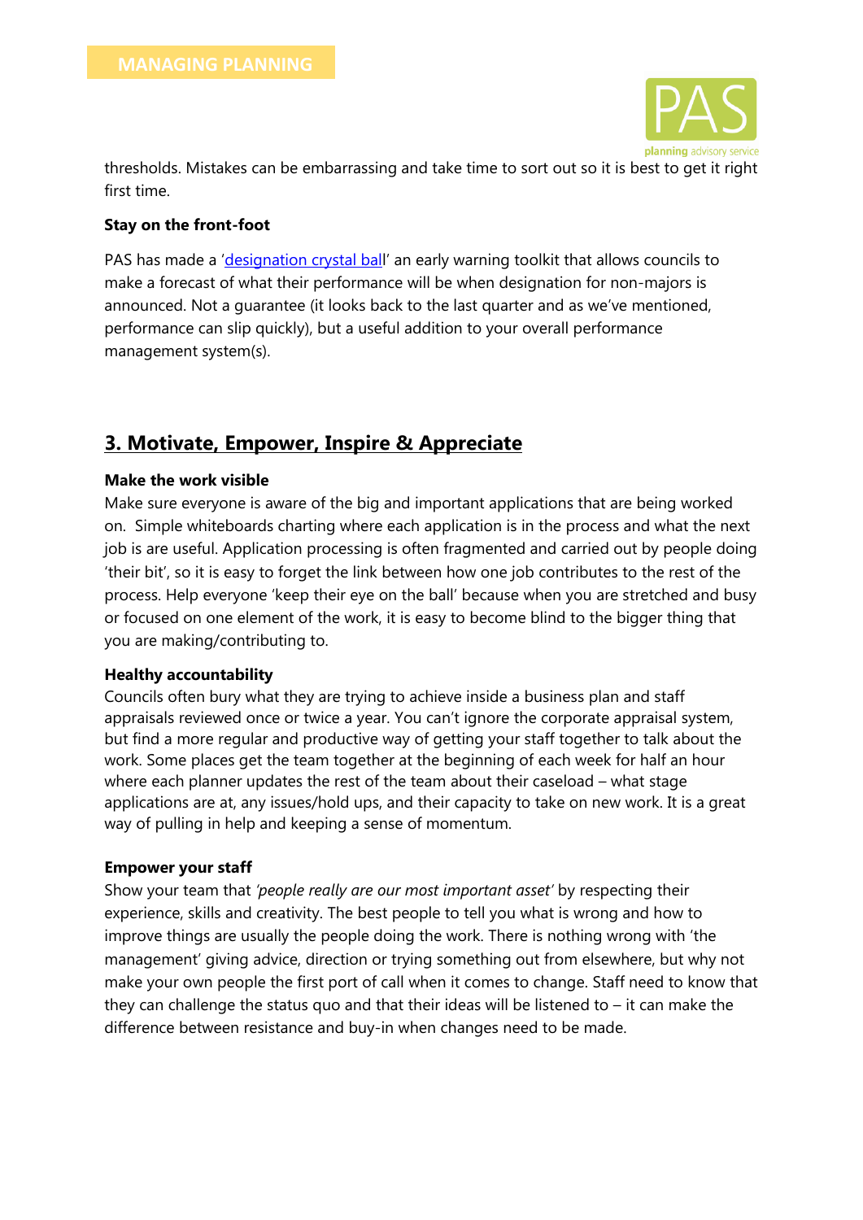thresholds. Mistakes can be embarrassing and take time to sort out so it is best to get it right first time.

**Stay on the front-foot**

PAS has made a 'designation crystal ball' an early warning toolkit that allows councils to make a forecast of what their performance will be when designation for non-majors is announced. Not a guarantee (it looks back to the last quarter and as we've mentioned, performance can slip quickly), but a useful addition to your overall performance management system(s).

## 3. Motivate, Empower, Inspire & Appreciate

**Make the work visible**

Make sure everyone is aware of the big and important applications that are being worked on. Simple whiteboards charting where each application is in the process and what the next job is are useful. Application processing is often fragmented and carried out by people doing 'their bit', so it is easy to forget the link between how one job contributes to the rest of the process. Help everyone 'keep their eye on the ball' because when you are stretched and busy or focused on one element of the work, it is easy to become blind to the bigger thing that you are making/contributing to.

**Healthy accountability**

Councils often bury what they are trying to achieve inside a business plan and staff appraisals reviewed once or twice a year. You can't ignore the corporate appraisal system, but find a more regular and productive way of getting your staff together to talk about the work. Some places get the team together at the beginning of each week for half an hour where each planner updates the rest of the team about their caseload – what stage applications are at, any issues/hold ups, and their capacity to take on new work. It is a great way of pulling in help and keeping a sense of momentum.

**Empower your staff**

Show your team that *'people really are our most important asset'* by respecting their experience, skills and creativity. The best people to tell you what is wrong and how to improve things are usually the people doing the work. There is nothing wrong with 'the management' giving advice, direction or trying something out from elsewhere, but why not make your own people the first port of call when it comes to change. Staff need to know that they can challenge the status quo and that their ideas will be listened to – it can make the difference between resistance and buy-in when changes need to be made.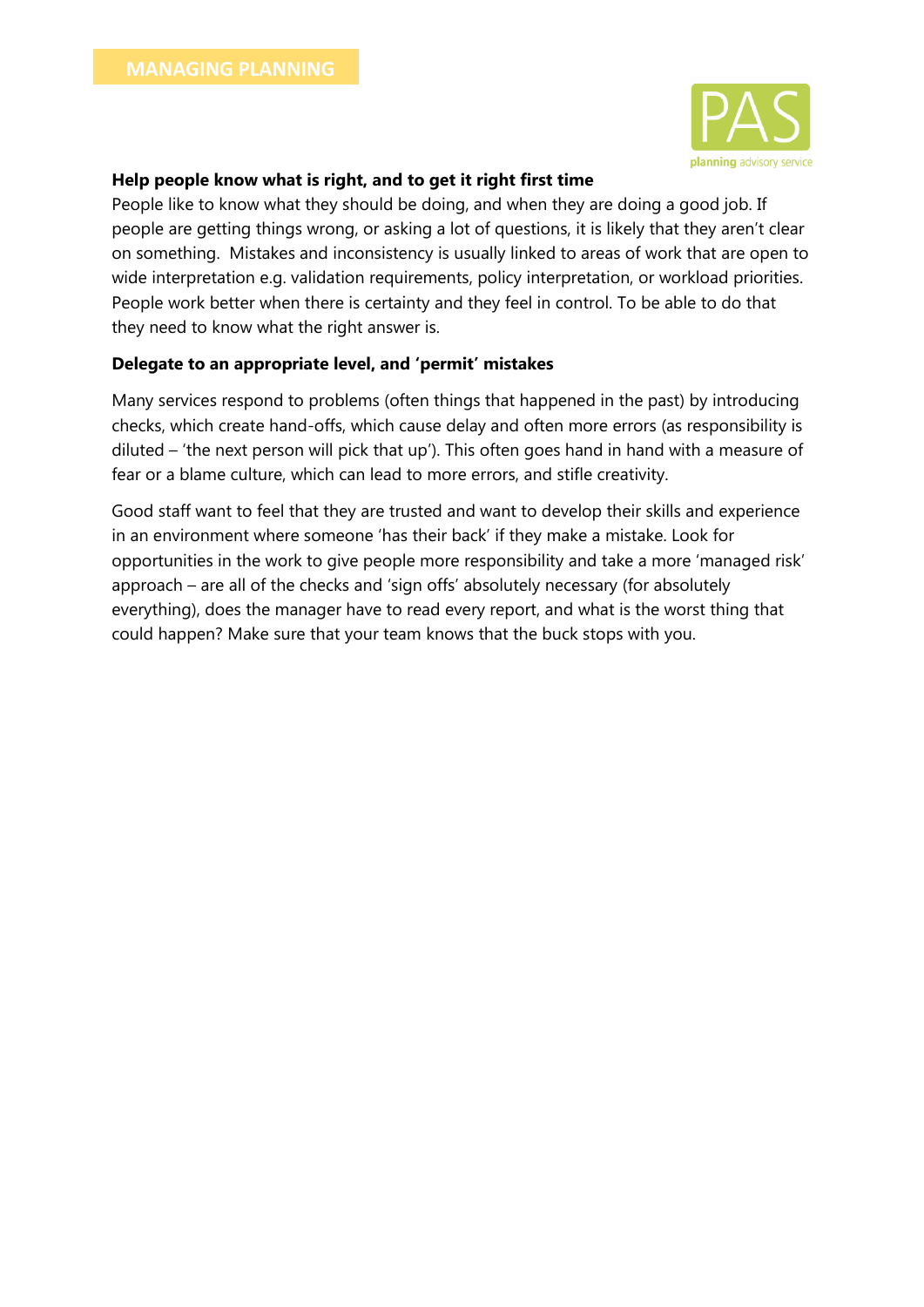**Help people know what is right, and to get it right first time**

People like to know what they should be doing, and when they are doing a good job. If people are getting things wrong, or asking a lot of questions, it is likely that they aren't clear on something. Mistakes and inconsistency is usually linked to areas of work that are open to wide interpretation e.g. validation requirements, policy interpretation, or workload priorities. People work better when there is certainty and they feel in control. To be able to do that they need to know what the right answer is.

**Delegate to an appropriate level, and 'permit' mistakes**

Many services respond to problems (often things that happened in the past) by introducing checks, which create hand-offs, which cause delay and often more errors (as responsibility is diluted – 'the next person will pick that up'). This often goes hand in hand with a measure of fear or a blame culture, which can lead to more errors, and stifle creativity.

Good staff want to feel that they are trusted and want to develop their skills and experience in an environment where someone 'has their back' if they make a mistake. Look for opportunities in the work to give people more responsibility and take a more 'managed risk' approach – are all of the checks and 'sign offs' absolutely necessary (for absolutely everything), does the manager have to read every report, and what is the worst thing that could happen? Make sure that your team knows that the buck stops with you.